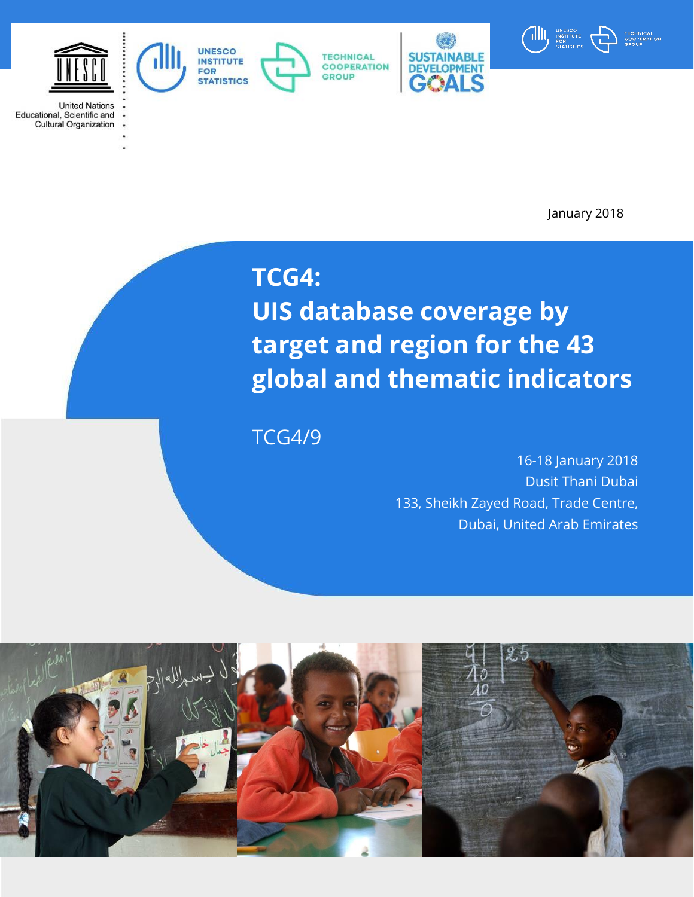United Nations
Educational, Scientific and
Cultural Organization

UNESCO INSTITUTE FOR STATISTICS

TECHNICAL COOPERATION GROUP

SUSTAINABLE DEVELOPMENT GOALS

January 2018

# TCG4:
# UIS database coverage by target and region for the 43 global and thematic indicators

TCG4/9

16-18 January 2018
Dusit Thani Dubai
133, Sheikh Zayed Road, Trade Centre,
Dubai, United Arab Emirates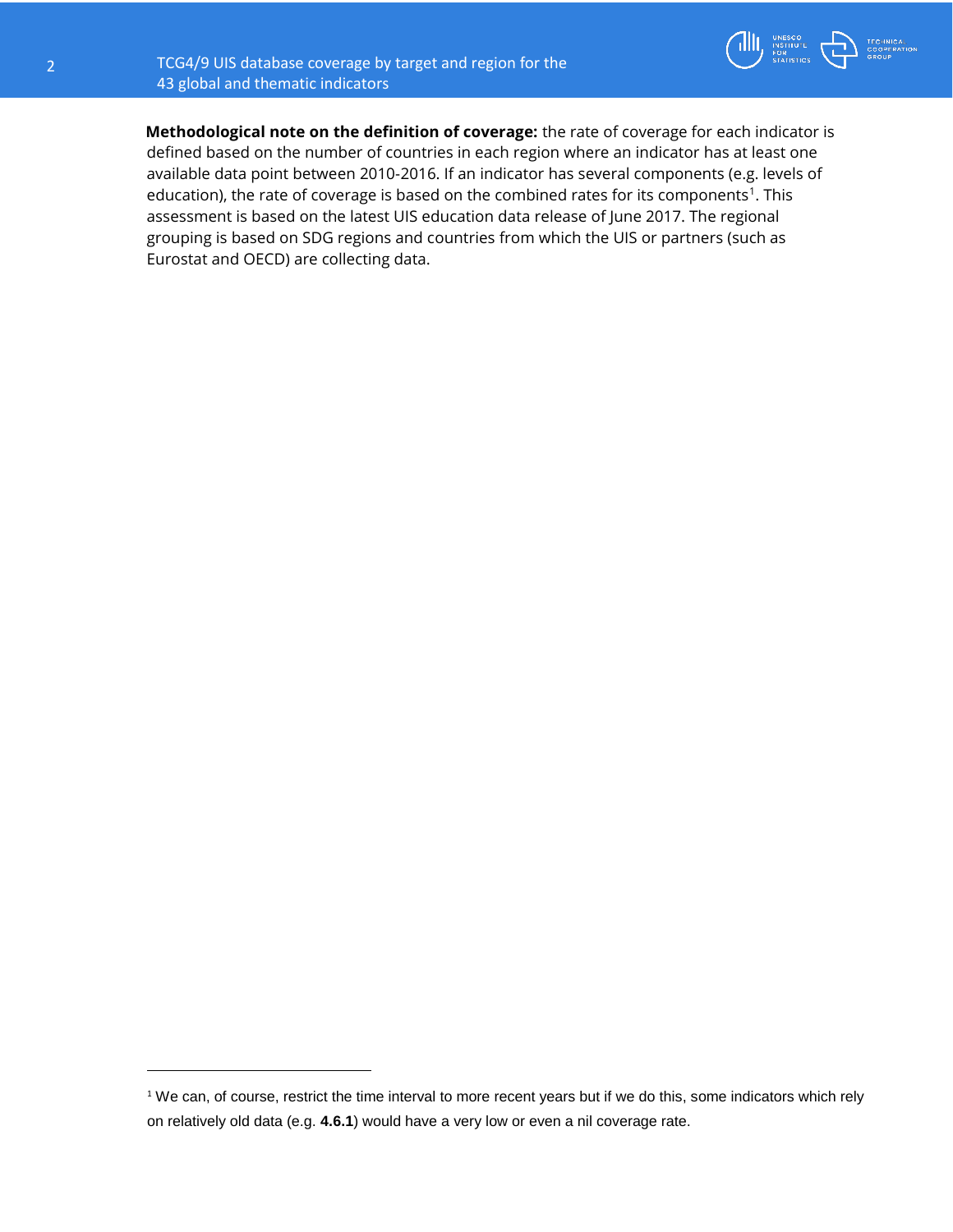**Methodological note on the definition of coverage:** the rate of coverage for each indicator is defined based on the number of countries in each region where an indicator has at least one available data point between 2010-2016. If an indicator has several components (e.g. levels of education), the rate of coverage is based on the combined rates for its components[1]. This assessment is based on the latest UIS education data release of June 2017. The regional grouping is based on SDG regions and countries from which the UIS or partners (such as Eurostat and OECD) are collecting data.

---

[1] We can, of course, restrict the time interval to more recent years but if we do this, some indicators which rely on relatively old data (e.g. **4.6.1**) would have a very low or even a nil coverage rate.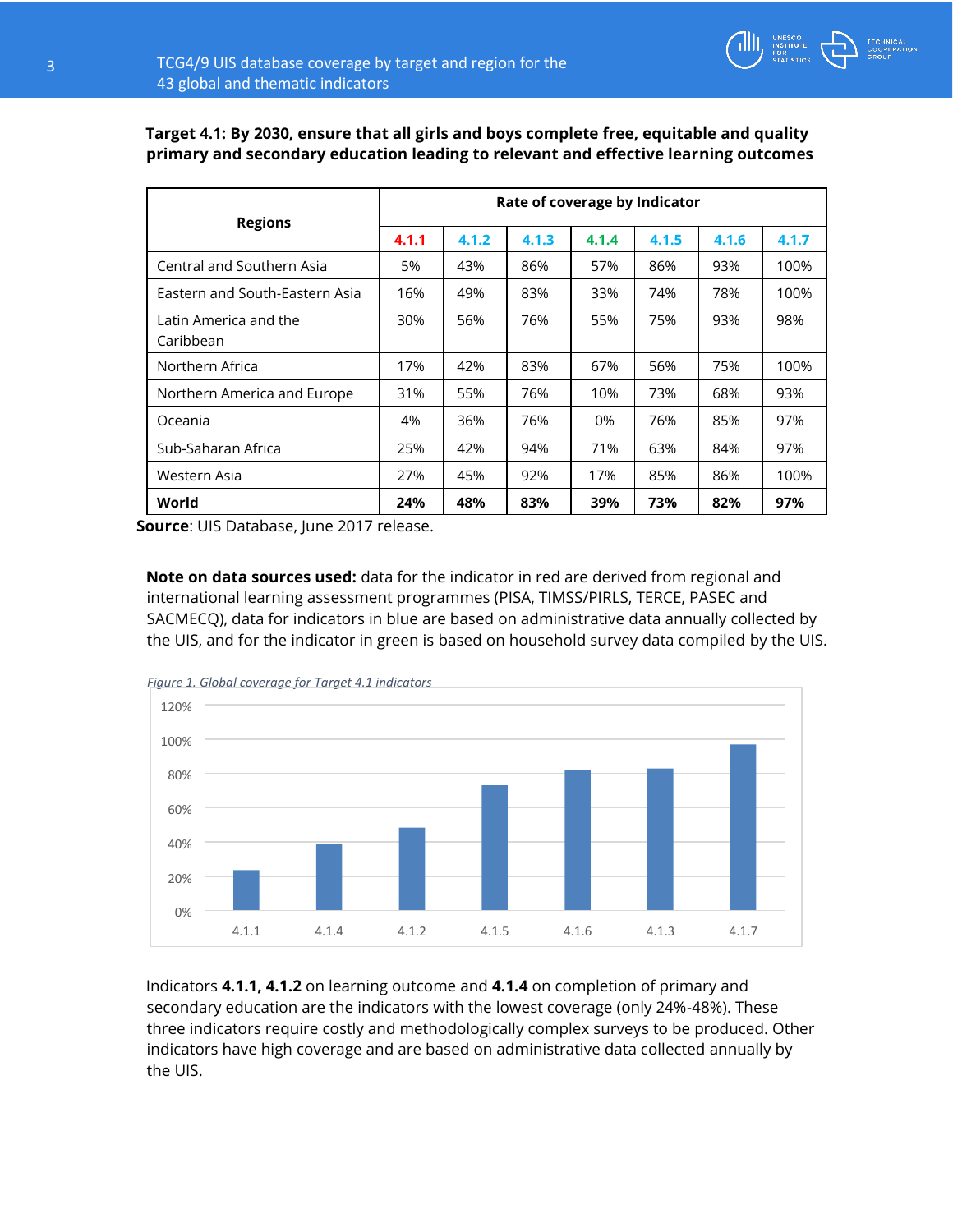**Target 4.1: By 2030, ensure that all girls and boys complete free, equitable and quality primary and secondary education leading to relevant and effective learning outcomes**

| Regions | Rate of coverage by Indicator | | | | | | |
|---|---|---|---|---|---|---|---|
| | 4.1.1 | 4.1.2 | 4.1.3 | 4.1.4 | 4.1.5 | 4.1.6 | 4.1.7 |
| Central and Southern Asia | 5% | 43% | 86% | 57% | 86% | 93% | 100% |
| Eastern and South-Eastern Asia | 16% | 49% | 83% | 33% | 74% | 78% | 100% |
| Latin America and the Caribbean | 30% | 56% | 76% | 55% | 75% | 93% | 98% |
| Northern Africa | 17% | 42% | 83% | 67% | 56% | 75% | 100% |
| Northern America and Europe | 31% | 55% | 76% | 10% | 73% | 68% | 93% |
| Oceania | 4% | 36% | 76% | 0% | 76% | 85% | 97% |
| Sub-Saharan Africa | 25% | 42% | 94% | 71% | 63% | 84% | 97% |
| Western Asia | 27% | 45% | 92% | 17% | 85% | 86% | 100% |
| **World** | **24%** | **48%** | **83%** | **39%** | **73%** | **82%** | **97%** |

**Source**: UIS Database, June 2017 release.

**Note on data sources used:** data for the indicator in red are derived from regional and international learning assessment programmes (PISA, TIMSS/PIRLS, TERCE, PASEC and SACMECQ), data for indicators in blue are based on administrative data annually collected by the UIS, and for the indicator in green is based on household survey data compiled by the UIS.

*Figure 1. Global coverage for Target 4.1 indicators*

| Indicator | Coverage |
|---|---|
| 4.1.1 | 24% |
| 4.1.4 | 39% |
| 4.1.2 | 48% |
| 4.1.5 | 73% |
| 4.1.6 | 82% |
| 4.1.3 | 83% |
| 4.1.7 | 97% |

Indicators **4.1.1, 4.1.2** on learning outcome and **4.1.4** on completion of primary and secondary education are the indicators with the lowest coverage (only 24%-48%). These three indicators require costly and methodologically complex surveys to be produced. Other indicators have high coverage and are based on administrative data collected annually by the UIS.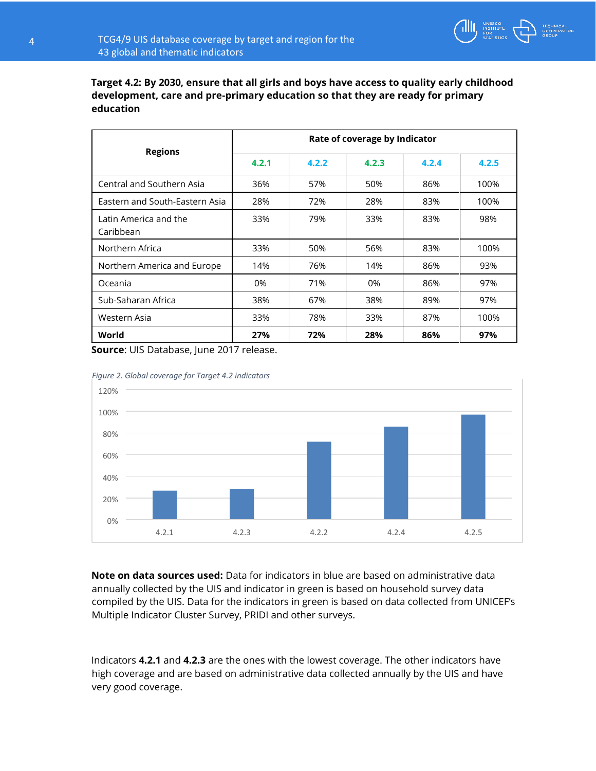**Target 4.2: By 2030, ensure that all girls and boys have access to quality early childhood development, care and pre-primary education so that they are ready for primary education**

| Regions | Rate of coverage by Indicator | | | | |
|---|---|---|---|---|---|
| | 4.2.1 | 4.2.2 | 4.2.3 | 4.2.4 | 4.2.5 |
| Central and Southern Asia | 36% | 57% | 50% | 86% | 100% |
| Eastern and South-Eastern Asia | 28% | 72% | 28% | 83% | 100% |
| Latin America and the Caribbean | 33% | 79% | 33% | 83% | 98% |
| Northern Africa | 33% | 50% | 56% | 83% | 100% |
| Northern America and Europe | 14% | 76% | 14% | 86% | 93% |
| Oceania | 0% | 71% | 0% | 86% | 97% |
| Sub-Saharan Africa | 38% | 67% | 38% | 89% | 97% |
| Western Asia | 33% | 78% | 33% | 87% | 100% |
| **World** | **27%** | **72%** | **28%** | **86%** | **97%** |

**Source**: UIS Database, June 2017 release.

*Figure 2. Global coverage for Target 4.2 indicators*

**Note on data sources used:** Data for indicators in blue are based on administrative data annually collected by the UIS and indicator in green is based on household survey data compiled by the UIS. Data for the indicators in green is based on data collected from UNICEF's Multiple Indicator Cluster Survey, PRIDI and other surveys.

Indicators **4.2.1** and **4.2.3** are the ones with the lowest coverage. The other indicators have high coverage and are based on administrative data collected annually by the UIS and have very good coverage.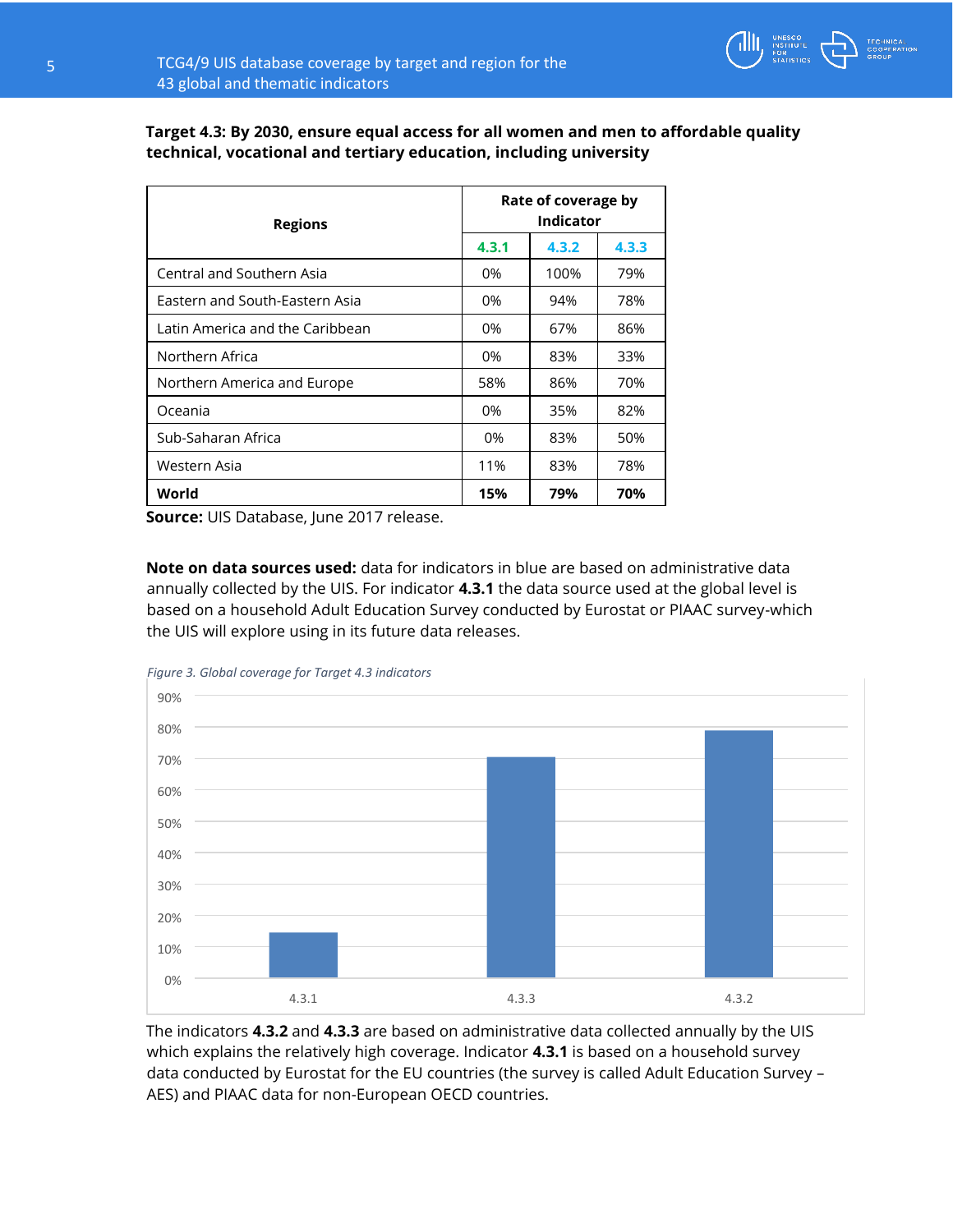**Target 4.3: By 2030, ensure equal access for all women and men to affordable quality technical, vocational and tertiary education, including university**

| Regions | Rate of coverage by Indicator | | |
|---|---|---|---|
| | 4.3.1 | 4.3.2 | 4.3.3 |
| Central and Southern Asia | 0% | 100% | 79% |
| Eastern and South-Eastern Asia | 0% | 94% | 78% |
| Latin America and the Caribbean | 0% | 67% | 86% |
| Northern Africa | 0% | 83% | 33% |
| Northern America and Europe | 58% | 86% | 70% |
| Oceania | 0% | 35% | 82% |
| Sub-Saharan Africa | 0% | 83% | 50% |
| Western Asia | 11% | 83% | 78% |
| **World** | **15%** | **79%** | **70%** |

**Source:** UIS Database, June 2017 release.

**Note on data sources used:** data for indicators in blue are based on administrative data annually collected by the UIS. For indicator **4.3.1** the data source used at the global level is based on a household Adult Education Survey conducted by Eurostat or PIAAC survey-which the UIS will explore using in its future data releases.

*Figure 3. Global coverage for Target 4.3 indicators*

| Indicator | Coverage |
|---|---|
| 4.3.1 | 15% |
| 4.3.3 | 70% |
| 4.3.2 | 79% |

The indicators **4.3.2** and **4.3.3** are based on administrative data collected annually by the UIS which explains the relatively high coverage. Indicator **4.3.1** is based on a household survey data conducted by Eurostat for the EU countries (the survey is called Adult Education Survey – AES) and PIAAC data for non-European OECD countries.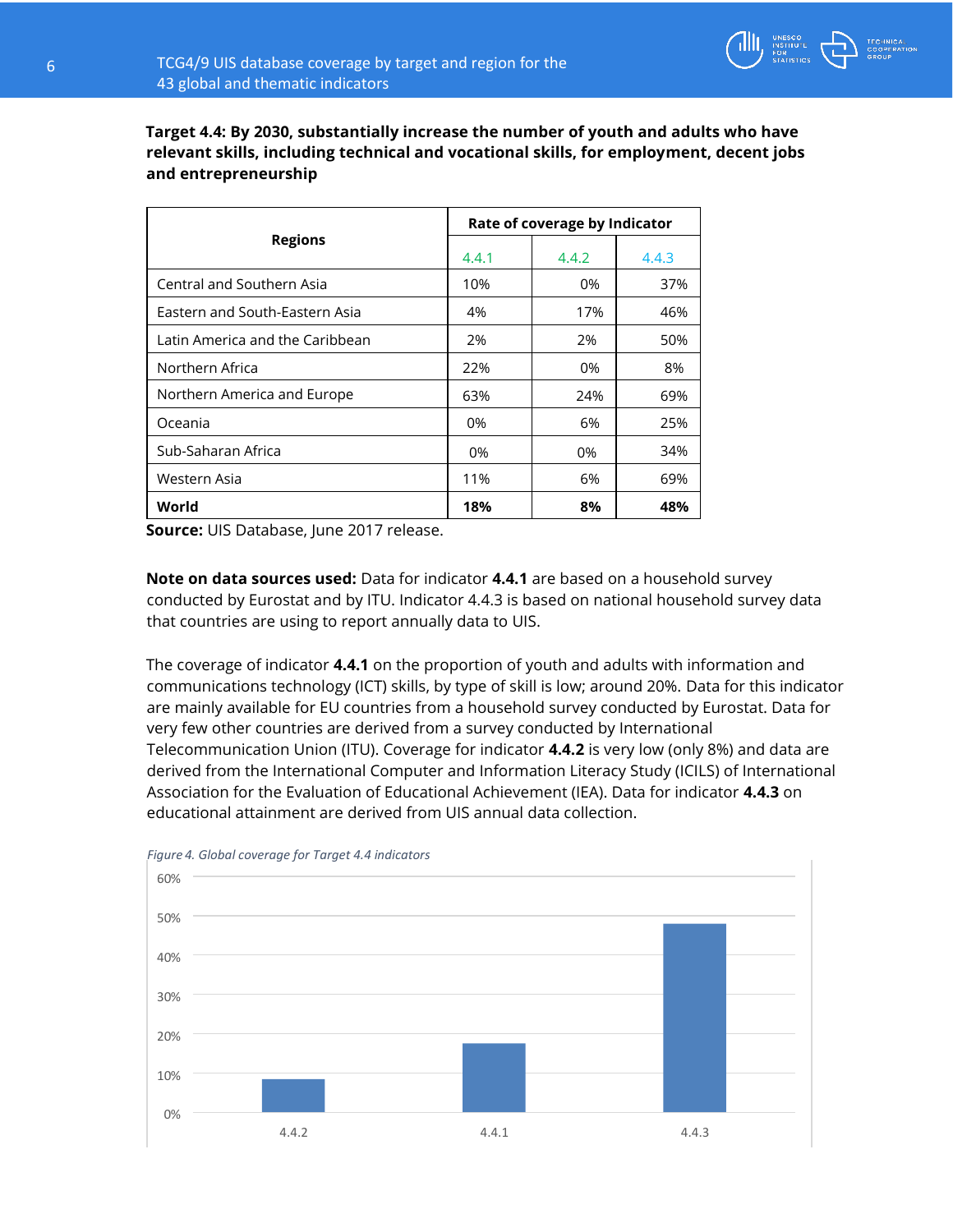**Target 4.4: By 2030, substantially increase the number of youth and adults who have relevant skills, including technical and vocational skills, for employment, decent jobs and entrepreneurship**

| Regions | Rate of coverage by Indicator | | |
|---|---|---|---|
| | 4.4.1 | 4.4.2 | 4.4.3 |
| Central and Southern Asia | 10% | 0% | 37% |
| Eastern and South-Eastern Asia | 4% | 17% | 46% |
| Latin America and the Caribbean | 2% | 2% | 50% |
| Northern Africa | 22% | 0% | 8% |
| Northern America and Europe | 63% | 24% | 69% |
| Oceania | 0% | 6% | 25% |
| Sub-Saharan Africa | 0% | 0% | 34% |
| Western Asia | 11% | 6% | 69% |
| **World** | **18%** | **8%** | **48%** |

**Source:** UIS Database, June 2017 release.

**Note on data sources used:** Data for indicator **4.4.1** are based on a household survey conducted by Eurostat and by ITU. Indicator 4.4.3 is based on national household survey data that countries are using to report annually data to UIS.

The coverage of indicator **4.4.1** on the proportion of youth and adults with information and communications technology (ICT) skills, by type of skill is low; around 20%. Data for this indicator are mainly available for EU countries from a household survey conducted by Eurostat. Data for very few other countries are derived from a survey conducted by International Telecommunication Union (ITU). Coverage for indicator **4.4.2** is very low (only 8%) and data are derived from the International Computer and Information Literacy Study (ICILS) of International Association for the Evaluation of Educational Achievement (IEA). Data for indicator **4.4.3** on educational attainment are derived from UIS annual data collection.

*Figure 4. Global coverage for Target 4.4 indicators*

| Indicator | Coverage |
|---|---|
| 4.4.2 | 8% |
| 4.4.1 | 18% |
| 4.4.3 | 48% |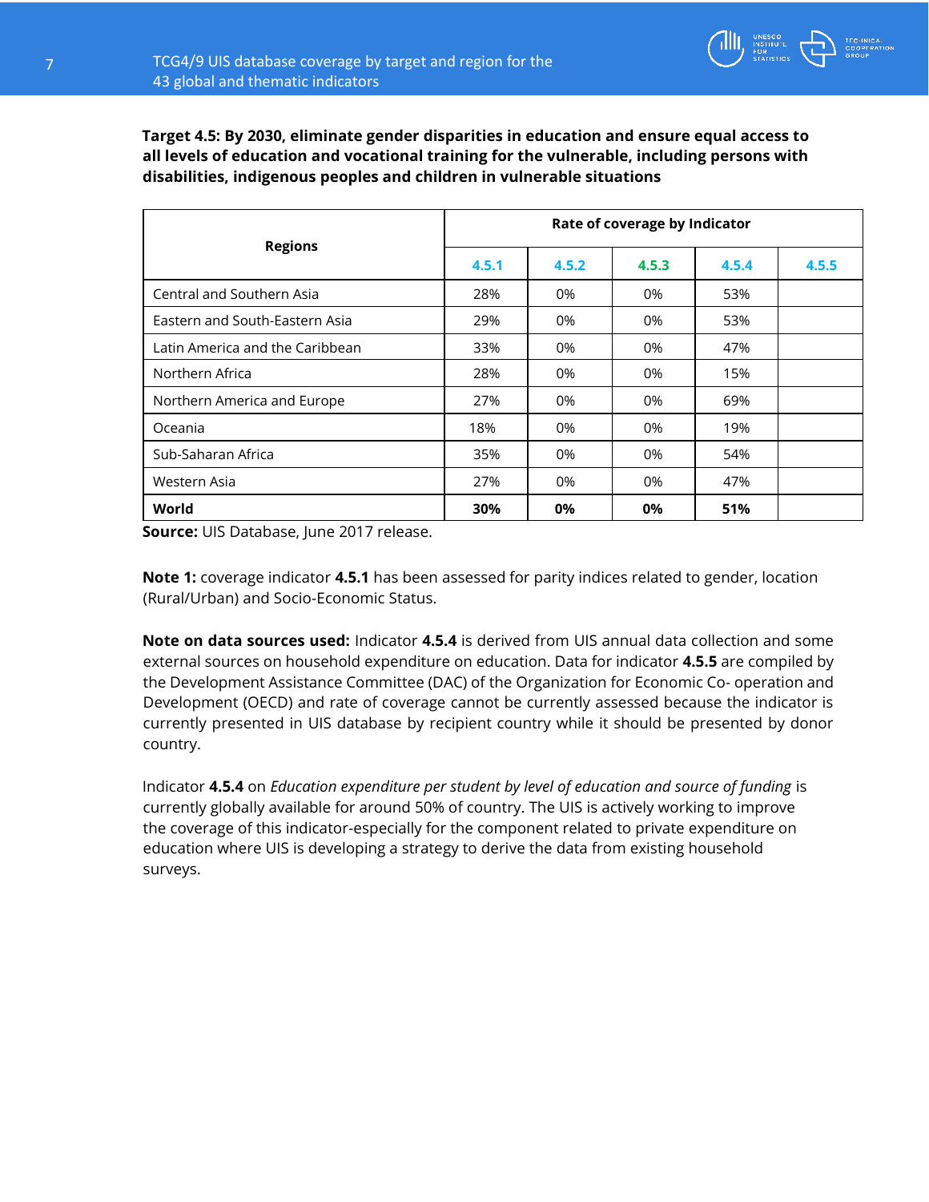**Target 4.5: By 2030, eliminate gender disparities in education and ensure equal access to all levels of education and vocational training for the vulnerable, including persons with disabilities, indigenous peoples and children in vulnerable situations**

| Regions | Rate of coverage by Indicator | | | | |
|---|---|---|---|---|---|
| | 4.5.1 | 4.5.2 | 4.5.3 | 4.5.4 | 4.5.5 |
| Central and Southern Asia | 28% | 0% | 0% | 53% | |
| Eastern and South-Eastern Asia | 29% | 0% | 0% | 53% | |
| Latin America and the Caribbean | 33% | 0% | 0% | 47% | |
| Northern Africa | 28% | 0% | 0% | 15% | |
| Northern America and Europe | 27% | 0% | 0% | 69% | |
| Oceania | 18% | 0% | 0% | 19% | |
| Sub-Saharan Africa | 35% | 0% | 0% | 54% | |
| Western Asia | 27% | 0% | 0% | 47% | |
| **World** | **30%** | **0%** | **0%** | **51%** | |

**Source:** UIS Database, June 2017 release.

**Note 1:** coverage indicator **4.5.1** has been assessed for parity indices related to gender, location (Rural/Urban) and Socio-Economic Status.

**Note on data sources used:** Indicator **4.5.4** is derived from UIS annual data collection and some external sources on household expenditure on education. Data for indicator **4.5.5** are compiled by the Development Assistance Committee (DAC) of the Organization for Economic Co- operation and Development (OECD) and rate of coverage cannot be currently assessed because the indicator is currently presented in UIS database by recipient country while it should be presented by donor country.

Indicator **4.5.4** on *Education expenditure per student by level of education and source of funding* is currently globally available for around 50% of country. The UIS is actively working to improve the coverage of this indicator-especially for the component related to private expenditure on education where UIS is developing a strategy to derive the data from existing household surveys.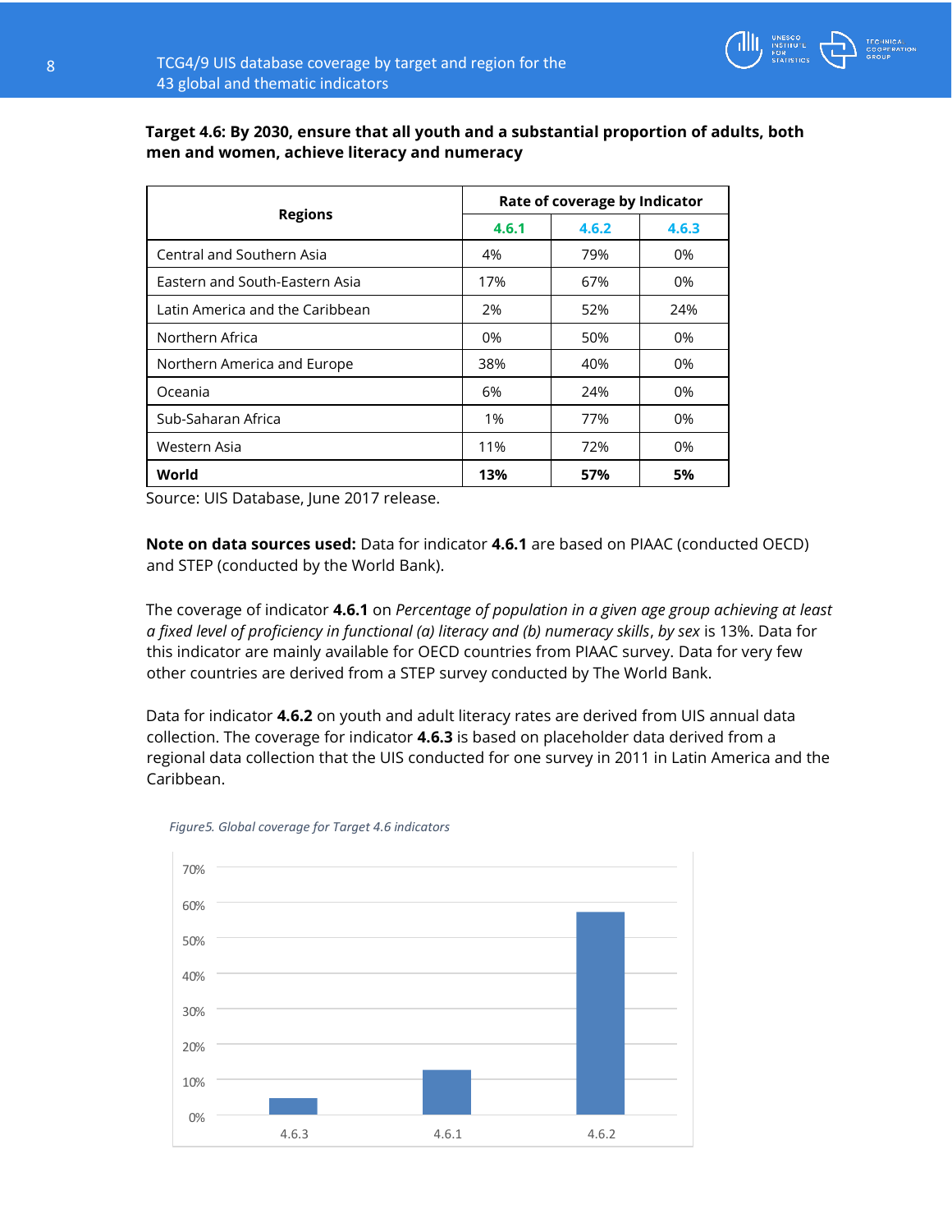**Target 4.6: By 2030, ensure that all youth and a substantial proportion of adults, both men and women, achieve literacy and numeracy**

| Regions | Rate of coverage by Indicator | | |
|---|---|---|---|
| | 4.6.1 | 4.6.2 | 4.6.3 |
| Central and Southern Asia | 4% | 79% | 0% |
| Eastern and South-Eastern Asia | 17% | 67% | 0% |
| Latin America and the Caribbean | 2% | 52% | 24% |
| Northern Africa | 0% | 50% | 0% |
| Northern America and Europe | 38% | 40% | 0% |
| Oceania | 6% | 24% | 0% |
| Sub-Saharan Africa | 1% | 77% | 0% |
| Western Asia | 11% | 72% | 0% |
| **World** | **13%** | **57%** | **5%** |

Source: UIS Database, June 2017 release.

**Note on data sources used:** Data for indicator **4.6.1** are based on PIAAC (conducted OECD) and STEP (conducted by the World Bank).

The coverage of indicator **4.6.1** on *Percentage of population in a given age group achieving at least a fixed level of proficiency in functional (a) literacy and (b) numeracy skills*, *by sex* is 13%. Data for this indicator are mainly available for OECD countries from PIAAC survey. Data for very few other countries are derived from a STEP survey conducted by The World Bank.

Data for indicator **4.6.2** on youth and adult literacy rates are derived from UIS annual data collection. The coverage for indicator **4.6.3** is based on placeholder data derived from a regional data collection that the UIS conducted for one survey in 2011 in Latin America and the Caribbean.

*Figure5. Global coverage for Target 4.6 indicators*

| Indicator | Coverage |
|---|---|
| 4.6.3 | 5% |
| 4.6.1 | 13% |
| 4.6.2 | 57% |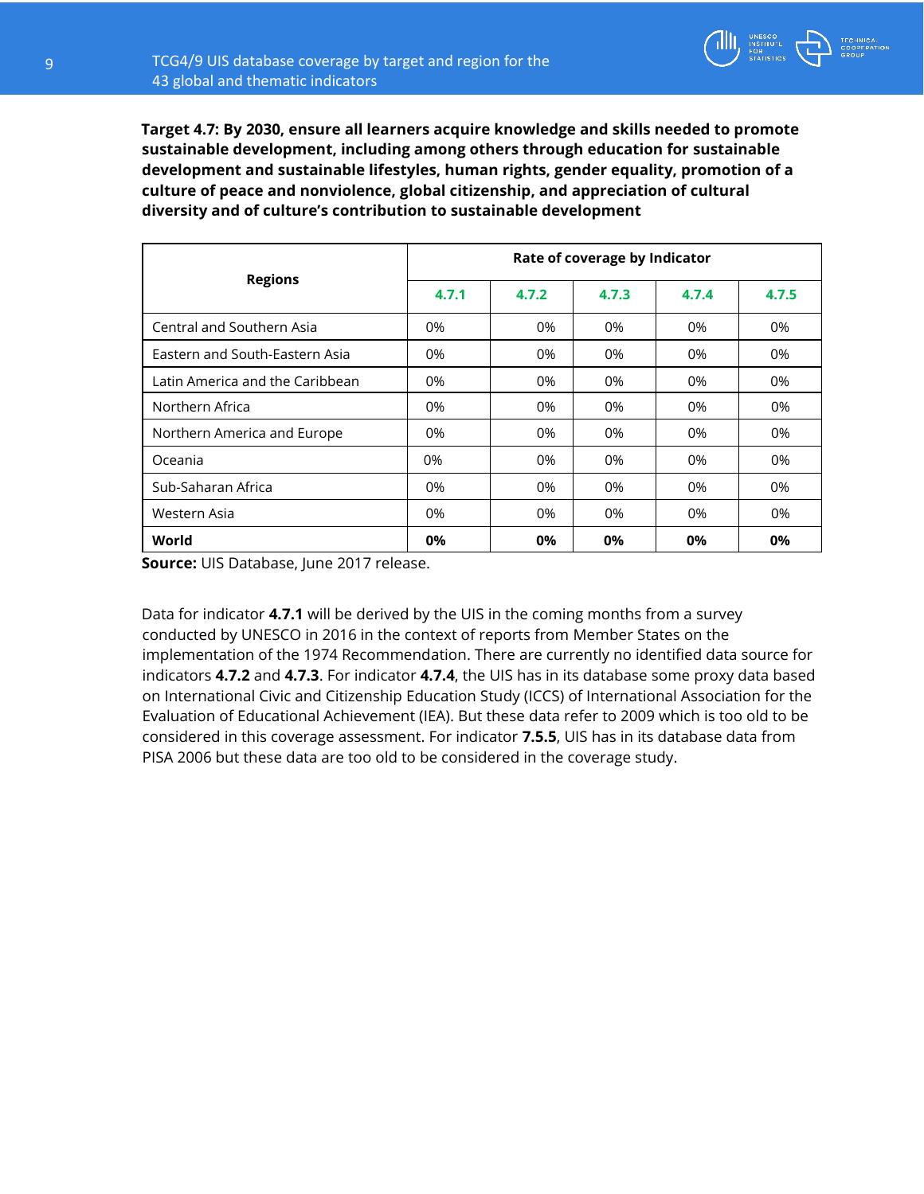**Target 4.7: By 2030, ensure all learners acquire knowledge and skills needed to promote sustainable development, including among others through education for sustainable development and sustainable lifestyles, human rights, gender equality, promotion of a culture of peace and nonviolence, global citizenship, and appreciation of cultural diversity and of culture's contribution to sustainable development**

| Regions | Rate of coverage by Indicator | | | | |
|---|---|---|---|---|---|
| | 4.7.1 | 4.7.2 | 4.7.3 | 4.7.4 | 4.7.5 |
| Central and Southern Asia | 0% | 0% | 0% | 0% | 0% |
| Eastern and South-Eastern Asia | 0% | 0% | 0% | 0% | 0% |
| Latin America and the Caribbean | 0% | 0% | 0% | 0% | 0% |
| Northern Africa | 0% | 0% | 0% | 0% | 0% |
| Northern America and Europe | 0% | 0% | 0% | 0% | 0% |
| Oceania | 0% | 0% | 0% | 0% | 0% |
| Sub-Saharan Africa | 0% | 0% | 0% | 0% | 0% |
| Western Asia | 0% | 0% | 0% | 0% | 0% |
| **World** | **0%** | **0%** | **0%** | **0%** | **0%** |

**Source:** UIS Database, June 2017 release.

Data for indicator **4.7.1** will be derived by the UIS in the coming months from a survey conducted by UNESCO in 2016 in the context of reports from Member States on the implementation of the 1974 Recommendation. There are currently no identified data source for indicators **4.7.2** and **4.7.3**. For indicator **4.7.4**, the UIS has in its database some proxy data based on International Civic and Citizenship Education Study (ICCS) of International Association for the Evaluation of Educational Achievement (IEA). But these data refer to 2009 which is too old to be considered in this coverage assessment. For indicator **7.5.5**, UIS has in its database data from PISA 2006 but these data are too old to be considered in the coverage study.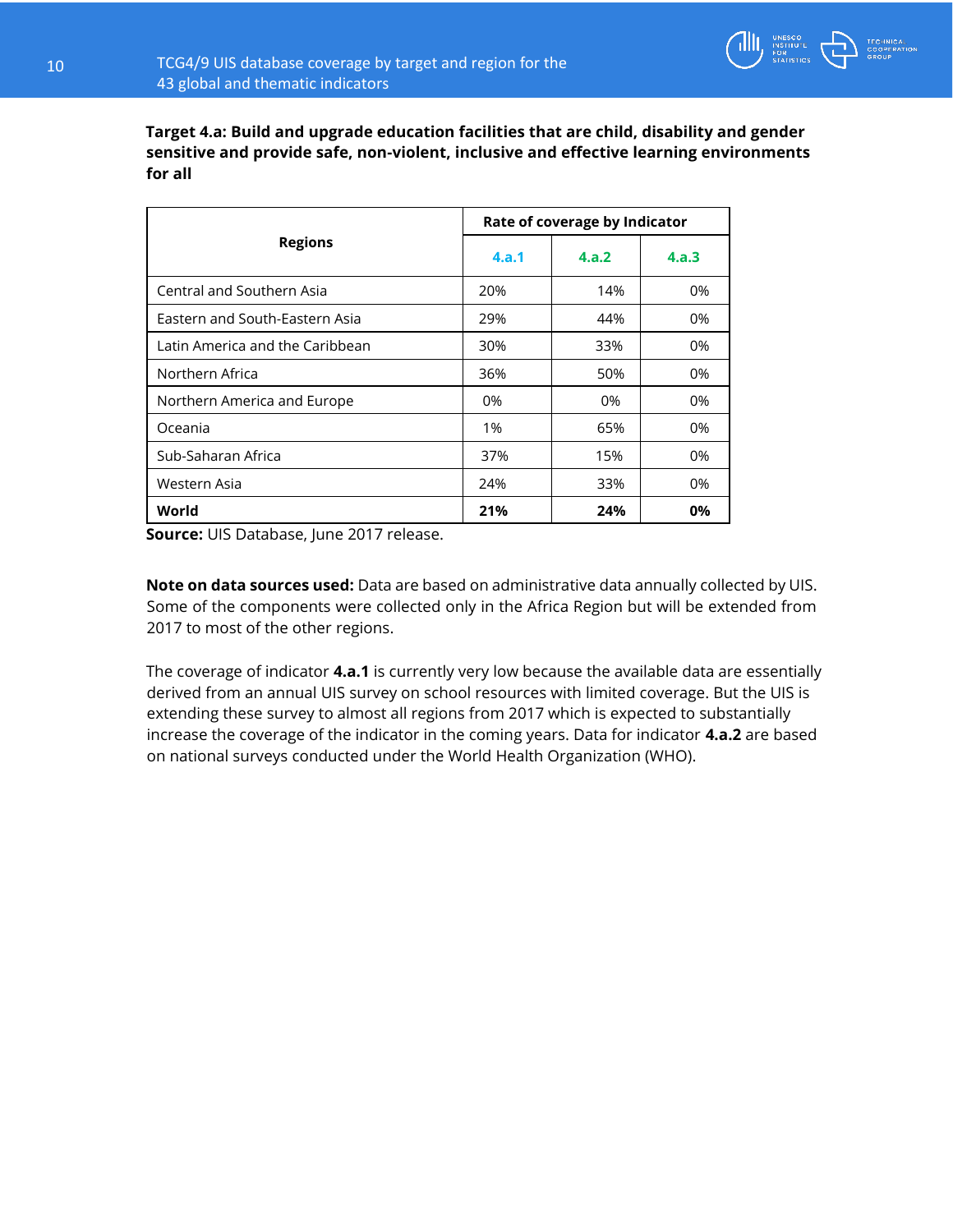**Target 4.a: Build and upgrade education facilities that are child, disability and gender sensitive and provide safe, non-violent, inclusive and effective learning environments for all**

| Regions | Rate of coverage by Indicator | | |
|---|---|---|---|
| | 4.a.1 | 4.a.2 | 4.a.3 |
| Central and Southern Asia | 20% | 14% | 0% |
| Eastern and South-Eastern Asia | 29% | 44% | 0% |
| Latin America and the Caribbean | 30% | 33% | 0% |
| Northern Africa | 36% | 50% | 0% |
| Northern America and Europe | 0% | 0% | 0% |
| Oceania | 1% | 65% | 0% |
| Sub-Saharan Africa | 37% | 15% | 0% |
| Western Asia | 24% | 33% | 0% |
| **World** | **21%** | **24%** | **0%** |

**Source:** UIS Database, June 2017 release.

**Note on data sources used:** Data are based on administrative data annually collected by UIS. Some of the components were collected only in the Africa Region but will be extended from 2017 to most of the other regions.

The coverage of indicator **4.a.1** is currently very low because the available data are essentially derived from an annual UIS survey on school resources with limited coverage. But the UIS is extending these survey to almost all regions from 2017 which is expected to substantially increase the coverage of the indicator in the coming years. Data for indicator **4.a.2** are based on national surveys conducted under the World Health Organization (WHO).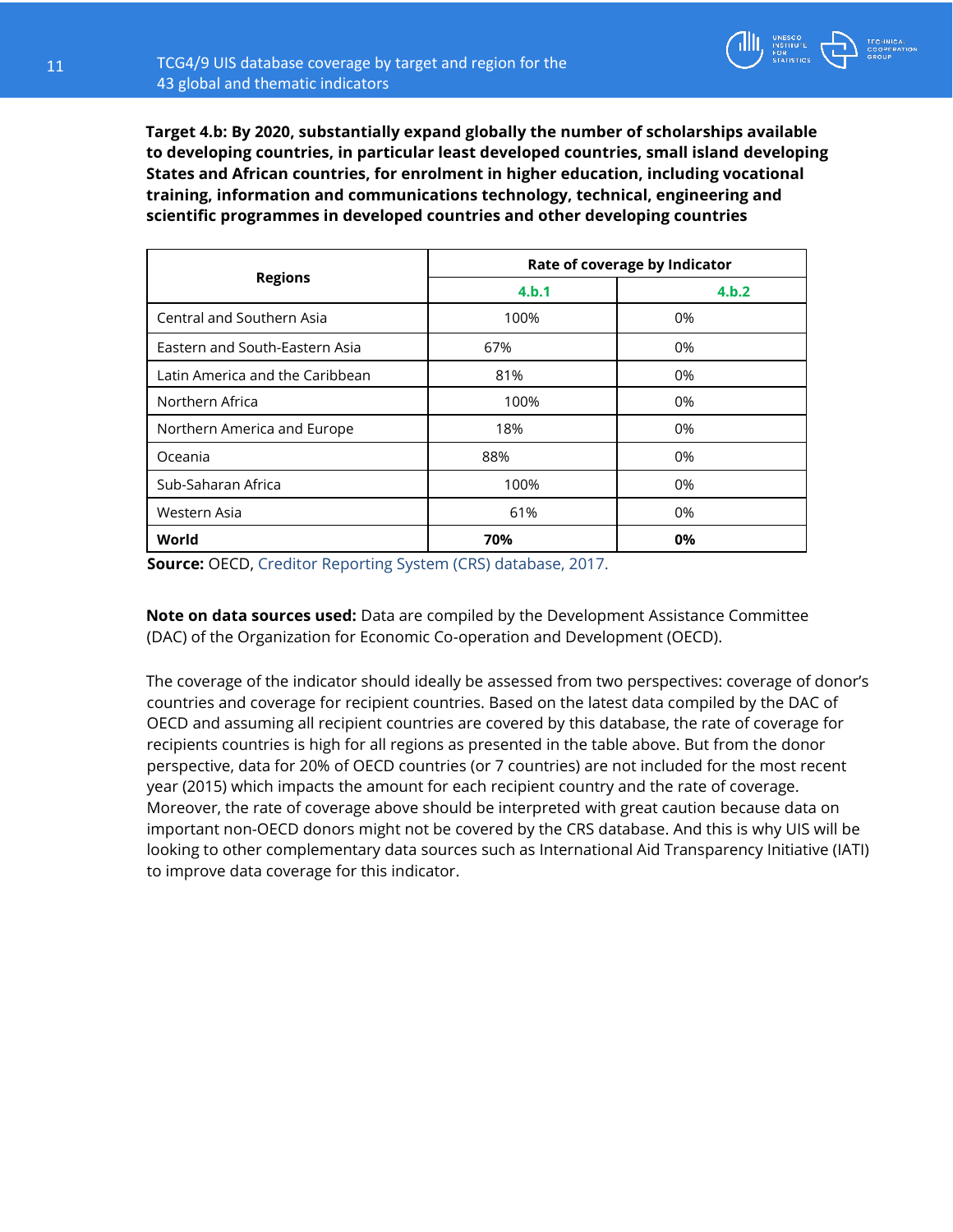**Target 4.b: By 2020, substantially expand globally the number of scholarships available to developing countries, in particular least developed countries, small island developing States and African countries, for enrolment in higher education, including vocational training, information and communications technology, technical, engineering and scientific programmes in developed countries and other developing countries**

| Regions | Rate of coverage by Indicator | |
|---|---|---|
| | 4.b.1 | 4.b.2 |
| Central and Southern Asia | 100% | 0% |
| Eastern and South-Eastern Asia | 67% | 0% |
| Latin America and the Caribbean | 81% | 0% |
| Northern Africa | 100% | 0% |
| Northern America and Europe | 18% | 0% |
| Oceania | 88% | 0% |
| Sub-Saharan Africa | 100% | 0% |
| Western Asia | 61% | 0% |
| **World** | **70%** | **0%** |

**Source:** OECD, Creditor Reporting System (CRS) database, 2017.

**Note on data sources used:** Data are compiled by the Development Assistance Committee (DAC) of the Organization for Economic Co-operation and Development (OECD).

The coverage of the indicator should ideally be assessed from two perspectives: coverage of donor's countries and coverage for recipient countries. Based on the latest data compiled by the DAC of OECD and assuming all recipient countries are covered by this database, the rate of coverage for recipients countries is high for all regions as presented in the table above. But from the donor perspective, data for 20% of OECD countries (or 7 countries) are not included for the most recent year (2015) which impacts the amount for each recipient country and the rate of coverage. Moreover, the rate of coverage above should be interpreted with great caution because data on important non-OECD donors might not be covered by the CRS database. And this is why UIS will be looking to other complementary data sources such as International Aid Transparency Initiative (IATI) to improve data coverage for this indicator.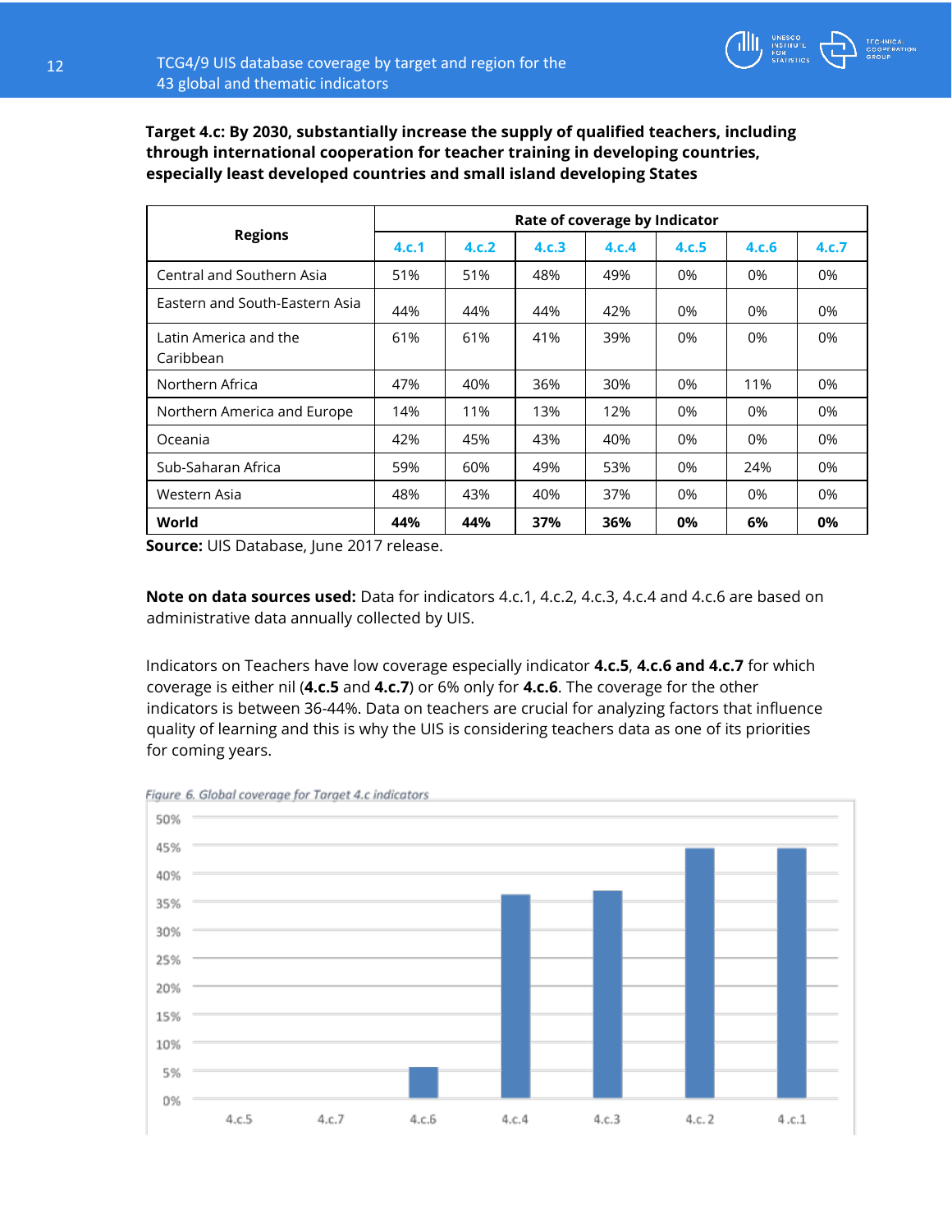**Target 4.c: By 2030, substantially increase the supply of qualified teachers, including through international cooperation for teacher training in developing countries, especially least developed countries and small island developing States**

| Regions | Rate of coverage by Indicator | | | | | | |
|---|---|---|---|---|---|---|---|
| | 4.c.1 | 4.c.2 | 4.c.3 | 4.c.4 | 4.c.5 | 4.c.6 | 4.c.7 |
| Central and Southern Asia | 51% | 51% | 48% | 49% | 0% | 0% | 0% |
| Eastern and South-Eastern Asia | 44% | 44% | 44% | 42% | 0% | 0% | 0% |
| Latin America and the Caribbean | 61% | 61% | 41% | 39% | 0% | 0% | 0% |
| Northern Africa | 47% | 40% | 36% | 30% | 0% | 11% | 0% |
| Northern America and Europe | 14% | 11% | 13% | 12% | 0% | 0% | 0% |
| Oceania | 42% | 45% | 43% | 40% | 0% | 0% | 0% |
| Sub-Saharan Africa | 59% | 60% | 49% | 53% | 0% | 24% | 0% |
| Western Asia | 48% | 43% | 40% | 37% | 0% | 0% | 0% |
| **World** | **44%** | **44%** | **37%** | **36%** | **0%** | **6%** | **0%** |

**Source:** UIS Database, June 2017 release.

**Note on data sources used:** Data for indicators 4.c.1, 4.c.2, 4.c.3, 4.c.4 and 4.c.6 are based on administrative data annually collected by UIS.

Indicators on Teachers have low coverage especially indicator **4.c.5**, **4.c.6 and 4.c.7** for which coverage is either nil (**4.c.5** and **4.c.7**) or 6% only for **4.c.6**. The coverage for the other indicators is between 36-44%. Data on teachers are crucial for analyzing factors that influence quality of learning and this is why the UIS is considering teachers data as one of its priorities for coming years.

*Figure 6. Global coverage for Target 4.c indicators*

50%
45%
40%
35%
30%
25%
20%
15%
10%
5%
0%

4.c.5 4.c.7 4.c.6 4.c.4 4.c.3 4.c.2 4.c.1